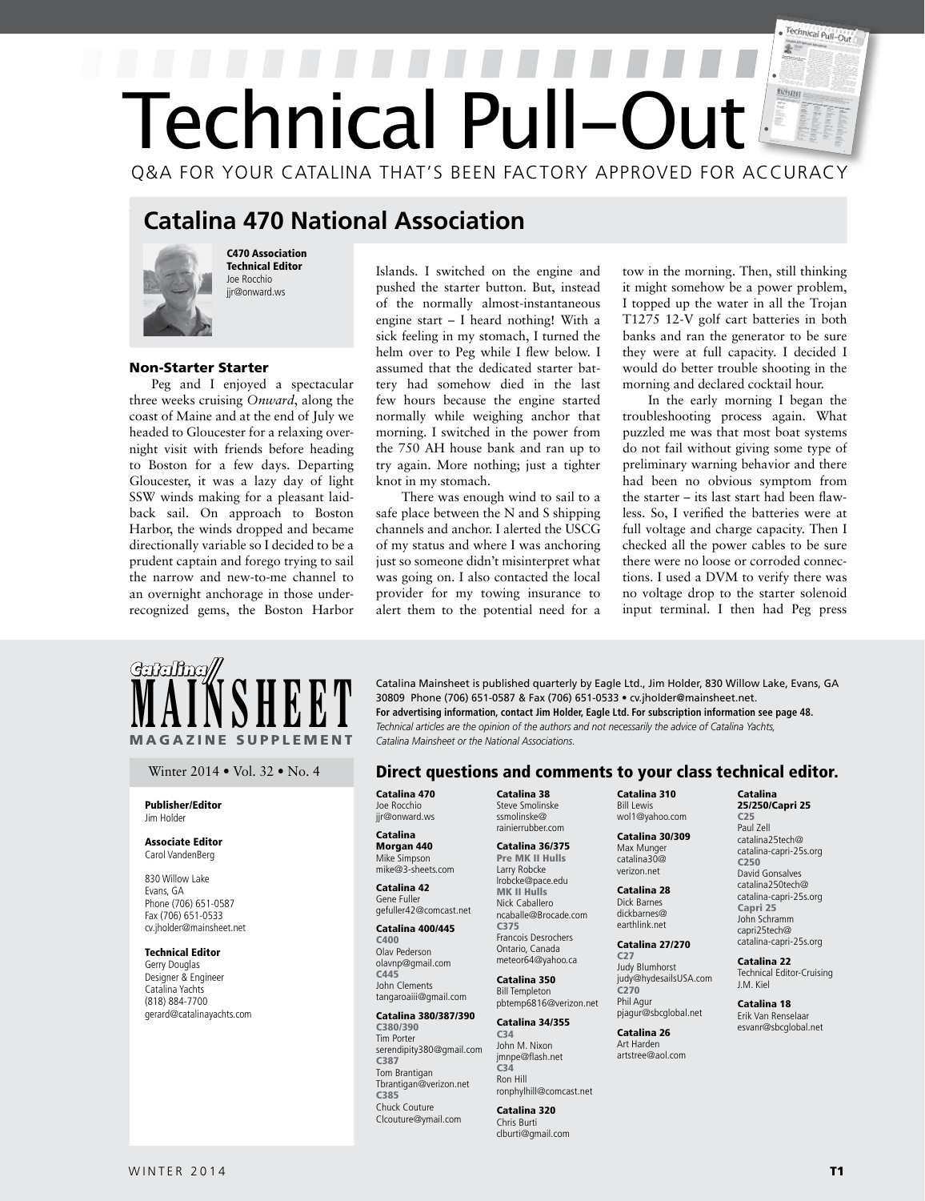# Technical Pull–Out

Q&A FOR YOUR CATALINA THAT'S BEEN FACTORY APPROVED FOR ACCURACY

## Catalina 470 National Association

**C470 Association Technical Editor**
Joe Rocchio
jjr@onward.ws

### Non-Starter Starter

Peg and I enjoyed a spectacular three weeks cruising *Onward*, along the coast of Maine and at the end of July we headed to Gloucester for a relaxing overnight visit with friends before heading to Boston for a few days. Departing Gloucester, it was a lazy day of light SSW winds making for a pleasant laid-back sail. On approach to Boston Harbor, the winds dropped and became directionally variable so I decided to be a prudent captain and forego trying to sail the narrow and new-to-me channel to an overnight anchorage in those under-recognized gems, the Boston Harbor Islands. I switched on the engine and pushed the starter button. But, instead of the normally almost-instantaneous engine start – I heard nothing! With a sick feeling in my stomach, I turned the helm over to Peg while I flew below. I assumed that the dedicated starter battery had somehow died in the last few hours because the engine started normally while weighing anchor that morning. I switched in the power from the 750 AH house bank and ran up to try again. More nothing; just a tighter knot in my stomach.

There was enough wind to sail to a safe place between the N and S shipping channels and anchor. I alerted the USCG of my status and where I was anchoring just so someone didn't misinterpret what was going on. I also contacted the local provider for my towing insurance to alert them to the potential need for a tow in the morning. Then, still thinking it might somehow be a power problem, I topped up the water in all the Trojan T1275 12-V golf cart batteries in both banks and ran the generator to be sure they were at full capacity. I decided I would do better trouble shooting in the morning and declared cocktail hour.

In the early morning I began the troubleshooting process again. What puzzled me was that most boat systems do not fail without giving some type of preliminary warning behavior and there had been no obvious symptom from the starter – its last start had been flawless. So, I verified the batteries were at full voltage and charge capacity. Then I checked all the power cables to be sure there were no loose or corroded connections. I used a DVM to verify there was no voltage drop to the starter solenoid input terminal. I then had Peg press

---

**Catalina MAINSHEET MAGAZINE SUPPLEMENT**

Winter 2014 • Vol. 32 • No. 4

**Publisher/Editor**
Jim Holder

**Associate Editor**
Carol VandenBerg

830 Willow Lake
Evans, GA
Phone (706) 651-0587
Fax (706) 651-0533
cv.jholder@mainsheet.net

**Technical Editor**
Gerry Douglas
Designer & Engineer
Catalina Yachts
(818) 884-7700
gerard@catalinayachts.com

Catalina Mainsheet is published quarterly by Eagle Ltd., Jim Holder, 830 Willow Lake, Evans, GA 30809 Phone (706) 651-0587 & Fax (706) 651-0533 • cv.jholder@mainsheet.net.
**For advertising information, contact Jim Holder, Eagle Ltd. For subscription information see page 48.**
*Technical articles are the opinion of the authors and not necessarily the advice of Catalina Yachts, Catalina Mainsheet or the National Associations.*

### Direct questions and comments to your class technical editor.

**Catalina 470**
Joe Rocchio
jjr@onward.ws

**Catalina Morgan 440**
Mike Simpson
mike@3-sheets.com

**Catalina 42**
Gene Fuller
gefuller42@comcast.net

**Catalina 400/445**
**C400**
Olav Pederson
olavnp@gmail.com
**C445**
John Clements
tangaroaiii@gmail.com

**Catalina 380/387/390**
**C380/390**
Tim Porter
serendipity380@gmail.com
**C387**
Tom Brantigan
Tbrantigan@verizon.net
**C385**
Chuck Couture
Clcouture@ymail.com

**Catalina 38**
Steve Smolinske
ssmolinske@rainierrubber.com

**Catalina 36/375**
**Pre MK II Hulls**
Larry Robcke
lrobcke@pace.edu
**MK II Hulls**
Nick Caballero
ncaballe@Brocade.com
**C375**
Francois Desrochers
Ontario, Canada
meteor64@yahoo.ca

**Catalina 350**
Bill Templeton
pbtemp6816@verizon.net

**Catalina 34/355**
**C34**
John M. Nixon
jmnpe@flash.net
**C34**
Ron Hill
ronphylhill@comcast.net

**Catalina 320**
Chris Burti
clburti@gmail.com

**Catalina 310**
Bill Lewis
wol1@yahoo.com

**Catalina 30/309**
Max Munger
catalina30@verizon.net

**Catalina 28**
Dick Barnes
dickbarnes@earthlink.net

**Catalina 27/270**
**C27**
Judy Blumhorst
judy@hydesailsUSA.com
**C270**
Phil Agur
pjagur@sbcglobal.net

**Catalina 26**
Art Harden
artstree@aol.com

**Catalina 25/250/Capri 25**
**C25**
Paul Zell
catalina25tech@catalina-capri-25s.org
**C250**
David Gonsalves
catalina250tech@catalina-capri-25s.org
**Capri 25**
John Schramm
capri25tech@catalina-capri-25s.org

**Catalina 22**
Technical Editor-Cruising
J.M. Kiel

**Catalina 18**
Erik Van Renselaar
esvanr@sbcglobal.net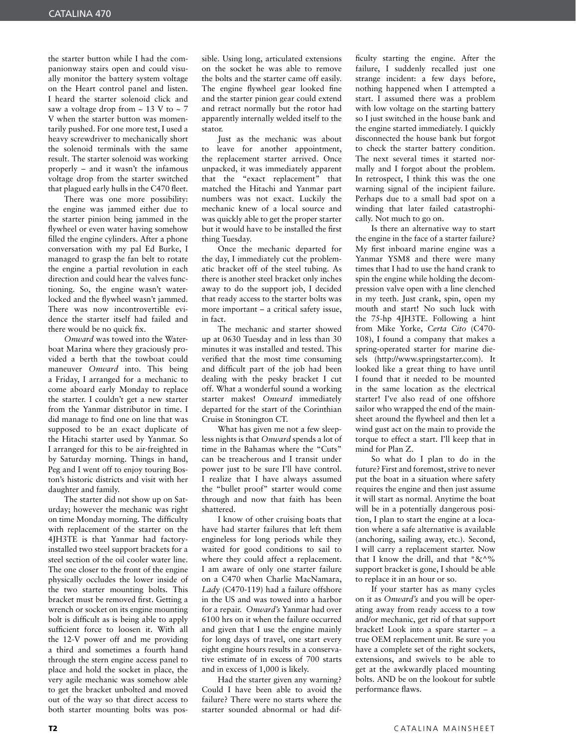the starter button while I had the companionway stairs open and could visually monitor the battery system voltage on the Heart control panel and listen. I heard the starter solenoid click and saw a voltage drop from ~ 13 V to ~ 7 V when the starter button was momentarily pushed. For one more test, I used a heavy screwdriver to mechanically short the solenoid terminals with the same result. The starter solenoid was working properly – and it wasn't the infamous voltage drop from the starter switched that plagued early hulls in the C470 fleet.

There was one more possibility: the engine was jammed either due to the starter pinion being jammed in the flywheel or even water having somehow filled the engine cylinders. After a phone conversation with my pal Ed Burke, I managed to grasp the fan belt to rotate the engine a partial revolution in each direction and could hear the valves functioning. So, the engine wasn't waterlocked and the flywheel wasn't jammed. There was now incontrovertible evidence the starter itself had failed and there would be no quick fix.

*Onward* was towed into the Waterboat Marina where they graciously provided a berth that the towboat could maneuver *Onward* into. This being a Friday, I arranged for a mechanic to come aboard early Monday to replace the starter. I couldn't get a new starter from the Yanmar distributor in time. I did manage to find one on line that was supposed to be an exact duplicate of the Hitachi starter used by Yanmar. So I arranged for this to be air-freighted in by Saturday morning. Things in hand, Peg and I went off to enjoy touring Boston's historic districts and visit with her daughter and family.

The starter did not show up on Saturday; however the mechanic was right on time Monday morning. The difficulty with replacement of the starter on the 4JH3TE is that Yanmar had factory-installed two steel support brackets for a steel section of the oil cooler water line. The one closer to the front of the engine physically occludes the lower inside of the two starter mounting bolts. This bracket must be removed first. Getting a wrench or socket on its engine mounting bolt is difficult as is being able to apply sufficient force to loosen it. With all the 12-V power off and me providing a third and sometimes a fourth hand through the stern engine access panel to place and hold the socket in place, the very agile mechanic was somehow able to get the bracket unbolted and moved out of the way so that direct access to both starter mounting bolts was possible. Using long, articulated extensions on the socket he was able to remove the bolts and the starter came off easily. The engine flywheel gear looked fine and the starter pinion gear could extend and retract normally but the rotor had apparently internally welded itself to the stator.

Just as the mechanic was about to leave for another appointment, the replacement starter arrived. Once unpacked, it was immediately apparent that the "exact replacement" that matched the Hitachi and Yanmar part numbers was not exact. Luckily the mechanic knew of a local source and was quickly able to get the proper starter but it would have to be installed the first thing Tuesday.

Once the mechanic departed for the day, I immediately cut the problematic bracket off of the steel tubing. As there is another steel bracket only inches away to do the support job, I decided that ready access to the starter bolts was more important – a critical safety issue, in fact.

The mechanic and starter showed up at 0630 Tuesday and in less than 30 minutes it was installed and tested. This verified that the most time consuming and difficult part of the job had been dealing with the pesky bracket I cut off. What a wonderful sound a working starter makes! *Onward* immediately departed for the start of the Corinthian Cruise in Stonington CT.

What has given me not a few sleepless nights is that *Onward* spends a lot of time in the Bahamas where the "Cuts" can be treacherous and I transit under power just to be sure I'll have control. I realize that I have always assumed the "bullet proof" starter would come through and now that faith has been shattered.

I know of other cruising boats that have had starter failures that left them engineless for long periods while they waited for good conditions to sail to where they could affect a replacement. I am aware of only one starter failure on a C470 when Charlie MacNamara, *Lady* (C470-119) had a failure offshore in the US and was towed into a harbor for a repair. *Onward's* Yanmar had over 6100 hrs on it when the failure occurred and given that I use the engine mainly for long days of travel, one start every eight engine hours results in a conservative estimate of in excess of 700 starts and in excess of 1,000 is likely.

Had the starter given any warning? Could I have been able to avoid the failure? There were no starts where the starter sounded abnormal or had difficulty starting the engine. After the failure, I suddenly recalled just one strange incident: a few days before, nothing happened when I attempted a start. I assumed there was a problem with low voltage on the starting battery so I just switched in the house bank and the engine started immediately. I quickly disconnected the house bank but forgot to check the starter battery condition. The next several times it started normally and I forgot about the problem. In retrospect, I think this was the one warning signal of the incipient failure. Perhaps due to a small bad spot on a winding that later failed catastrophically. Not much to go on.

Is there an alternative way to start the engine in the face of a starter failure? My first inboard marine engine was a Yanmar YSM8 and there were many times that I had to use the hand crank to spin the engine while holding the decompression valve open with a line clenched in my teeth. Just crank, spin, open my mouth and start! No such luck with the 75-hp 4JH3TE. Following a hint from Mike Yorke, *Certa Cito* (C470-108), I found a company that makes a spring-operated starter for marine diesels (http://www.springstarter.com). It looked like a great thing to have until I found that it needed to be mounted in the same location as the electrical starter! I've also read of one offshore sailor who wrapped the end of the mainsheet around the flywheel and then let a wind gust act on the main to provide the torque to effect a start. I'll keep that in mind for Plan Z.

So what do I plan to do in the future? First and foremost, strive to never put the boat in a situation where safety requires the engine and then just assume it will start as normal. Anytime the boat will be in a potentially dangerous position, I plan to start the engine at a location where a safe alternative is available (anchoring, sailing away, etc.). Second, I will carry a replacement starter. Now that I know the drill, and that *&^% support bracket is gone, I should be able to replace it in an hour or so.

If your starter has as many cycles on it as *Onward's* and you will be operating away from ready access to a tow and/or mechanic, get rid of that support bracket! Look into a spare starter – a true OEM replacement unit. Be sure you have a complete set of the right sockets, extensions, and swivels to be able to get at the awkwardly placed mounting bolts. AND be on the lookout for subtle performance flaws.